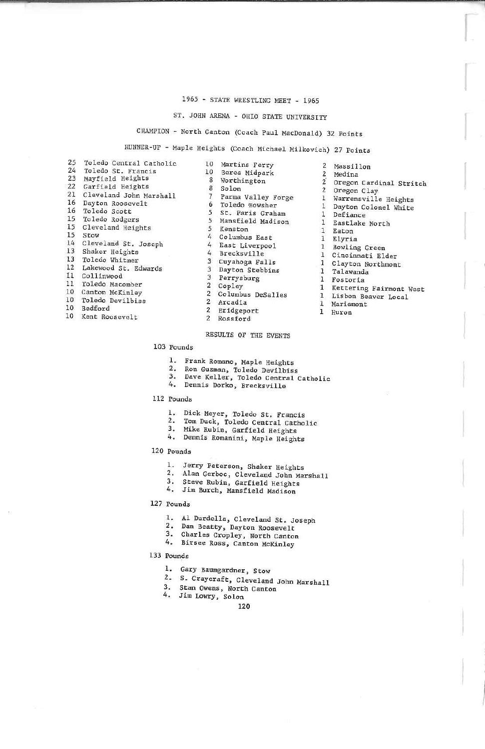# 1965 - STATE WRESTLING MEET - 1965

## ST. JOHN ARENA - OHIO STATE UNIVERSITY

CHAMPION - North Canton (Coach Paul MacDonald) 32 Points

RUNNER-UP - Maple Heights (Coach Michael Milkovich) 27 Points

25 Toledo Central Catholic
24 Toledo St. Francis
23 Mayfield Heights
22 Garfield Heights
21 Cleveland John Marshall
16 Dayton Roosevelt
16 Toledo Scott
15 Toledo Rodgers
15 Cleveland Heights
15 Stow
14 Cleveland St. Joseph
13 Shaker Heights
13 Toledo Whitmer
12 Lakewood St. Edwards
11 Collinwood
11 Toledo Macomber
10 Canton McKinley
10 Toledo Devilbiss
10 Bedford
10 Kent Roosevelt
10 Martins Ferry
10 Berea Midpark
8 Worthington
8 Solon
7 Parma Valley Forge
6 Toledo Bowsher
5 St. Paris Graham
5 Mansfield Madison
5 Kenston
4 Columbus East
4 East Liverpool
4 Brecksville
3 Cuyahoga Falls
3 Dayton Stebbins
3 Perrysburg
2 Copley
2 Columbus DeSalles
2 Arcadia
2 Bridgeport
2 Rossford
2 Massillon
2 Medina
2 Oregon Cardinal Stritch
2 Oregon Clay
1 Warrensville Heights
1 Dayton Colonel White
1 Defiance
1 Eastlake North
1 Eaton
1 Elyria
1 Bowling Green
1 Cincinnati Elder
1 Clayton Northmont
1 Talawanda
1 Fostoria
1 Kettering Fairmont West
1 Lisbon Beaver Local
1 Mariemont
1 Huron

### RESULTS OF THE EVENTS

**103 Pounds**

1. Frank Romano, Maple Heights
2. Ron Guzman, Toledo Devilbiss
3. Dave Keller, Toledo Central Catholic
4. Dennis Dorko, Brecksville

**112 Pounds**

1. Dick Meyer, Toledo St. Francis
2. Tom Duck, Toledo Central Catholic
3. Mike Rubin, Garfield Heights
4. Dennis Romanini, Maple Heights

**120 Pounds**

1. Jerry Peterson, Shaker Heights
2. Alan Gerboc, Cleveland John Marshall
3. Steve Rubin, Garfield Heights
4. Jim Burch, Mansfield Madison

**127 Pounds**

1. Al Durdella, Cleveland St. Joseph
2. Dan Beatty, Dayton Roosevelt
3. Charles Cropley, North Canton
4. Birsee Ross, Canton McKinley

**133 Pounds**

1. Gary Baumgardner, Stow
2. S. Craycraft, Cleveland John Marshall
3. Stan Owens, North Canton
4. Jim Lowry, Solon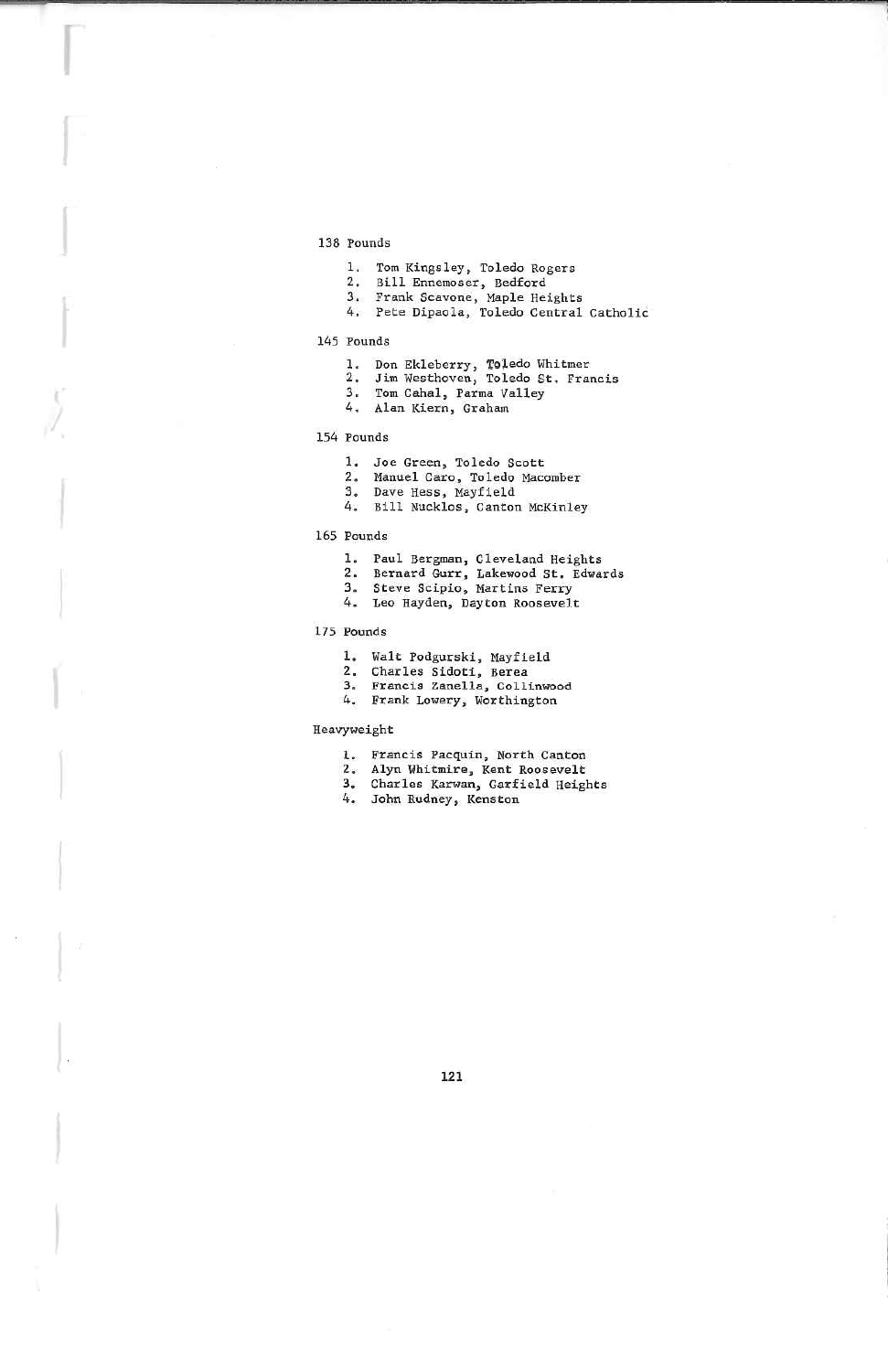138 Pounds

1. Tom Kingsley, Toledo Rogers
2. Bill Ennemoser, Bedford
3. Frank Scavone, Maple Heights
4. Pete Dipaola, Toledo Central Catholic

145 Pounds

1. Don Ekleberry, Toledo Whitmer
2. Jim Westhoven, Toledo St. Francis
3. Tom Cahal, Parma Valley
4. Alan Kiern, Graham

154 Pounds

1. Joe Green, Toledo Scott
2. Manuel Caro, Toledo Macomber
3. Dave Hess, Mayfield
4. Bill Nucklos, Canton McKinley

165 Pounds

1. Paul Bergman, Cleveland Heights
2. Bernard Gurr, Lakewood St. Edwards
3. Steve Scipio, Martins Ferry
4. Leo Hayden, Dayton Roosevelt

175 Pounds

1. Walt Podgurski, Mayfield
2. Charles Sidoti, Berea
3. Francis Zanella, Collinwood
4. Frank Lowery, Worthington

Heavyweight

1. Francis Pacquin, North Canton
2. Alyn Whitmire, Kent Roosevelt
3. Charles Karwan, Garfield Heights
4. John Rudney, Kenston